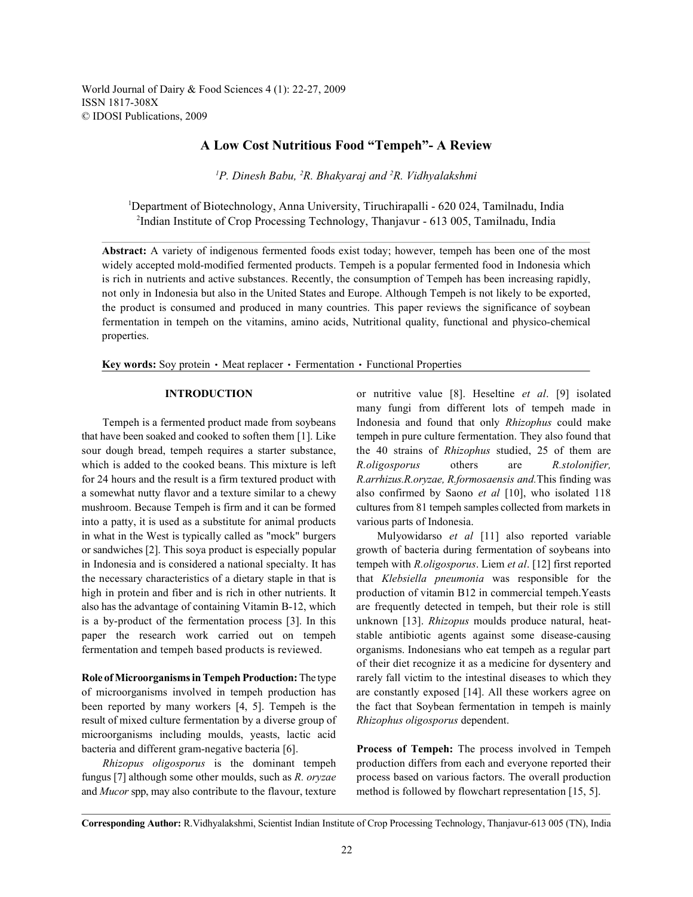World Journal of Dairy & Food Sciences 4 (1): 22-27, 2009
ISSN 1817-308X
© IDOSI Publications, 2009

# A Low Cost Nutritious Food "Tempeh"- A Review

*[1]P. Dinesh Babu, [2]R. Bhakyaraj and [2]R. Vidhyalakshmi*

[1]Department of Biotechnology, Anna University, Tiruchirapalli - 620 024, Tamilnadu, India
[2]Indian Institute of Crop Processing Technology, Thanjavur - 613 005, Tamilnadu, India

**Abstract:** A variety of indigenous fermented foods exist today; however, tempeh has been one of the most widely accepted mold-modified fermented products. Tempeh is a popular fermented food in Indonesia which is rich in nutrients and active substances. Recently, the consumption of Tempeh has been increasing rapidly, not only in Indonesia but also in the United States and Europe. Although Tempeh is not likely to be exported, the product is consumed and produced in many countries. This paper reviews the significance of soybean fermentation in tempeh on the vitamins, amino acids, Nutritional quality, functional and physico-chemical properties.

**Key words:** Soy protein · Meat replacer · Fermentation · Functional Properties

## INTRODUCTION

Tempeh is a fermented product made from soybeans that have been soaked and cooked to soften them [1]. Like sour dough bread, tempeh requires a starter substance, which is added to the cooked beans. This mixture is left for 24 hours and the result is a firm textured product with a somewhat nutty flavor and a texture similar to a chewy mushroom. Because Tempeh is firm and it can be formed into a patty, it is used as a substitute for animal products in what in the West is typically called as "mock" burgers or sandwiches [2]. This soya product is especially popular in Indonesia and is considered a national specialty. It has the necessary characteristics of a dietary staple in that is high in protein and fiber and is rich in other nutrients. It also has the advantage of containing Vitamin B-12, which is a by-product of the fermentation process [3]. In this paper the research work carried out on tempeh fermentation and tempeh based products is reviewed.

**Role of Microorganisms in Tempeh Production:** The type of microorganisms involved in tempeh production has been reported by many workers [4, 5]. Tempeh is the result of mixed culture fermentation by a diverse group of microorganisms including moulds, yeasts, lactic acid bacteria and different gram-negative bacteria [6].

*Rhizopus oligosporus* is the dominant tempeh fungus [7] although some other moulds, such as *R. oryzae* and *Mucor* spp, may also contribute to the flavour, texture or nutritive value [8]. Heseltine *et al*. [9] isolated many fungi from different lots of tempeh made in Indonesia and found that only *Rhizophus* could make tempeh in pure culture fermentation. They also found that the 40 strains of *Rhizophus* studied, 25 of them are *R.oligosporus* others are *R.stolonifier, R.arrhizus.R.oryzae, R.formosaensis and.*This finding was also confirmed by Saono *et al* [10], who isolated 118 cultures from 81 tempeh samples collected from markets in various parts of Indonesia.

Mulyowidarso *et al* [11] also reported variable growth of bacteria during fermentation of soybeans into tempeh with *R.oligosporus*. Liem *et al*. [12] first reported that *Klebsiella pneumonia* was responsible for the production of vitamin B12 in commercial tempeh.Yeasts are frequently detected in tempeh, but their role is still unknown [13]. *Rhizopus* moulds produce natural, heat-stable antibiotic agents against some disease-causing organisms. Indonesians who eat tempeh as a regular part of their diet recognize it as a medicine for dysentery and rarely fall victim to the intestinal diseases to which they are constantly exposed [14]. All these workers agree on the fact that Soybean fermentation in tempeh is mainly *Rhizophus oligosporus* dependent.

**Process of Tempeh:** The process involved in Tempeh production differs from each and everyone reported their process based on various factors. The overall production method is followed by flowchart representation [15, 5].

**Corresponding Author:** R.Vidhyalakshmi, Scientist Indian Institute of Crop Processing Technology, Thanjavur-613 005 (TN), India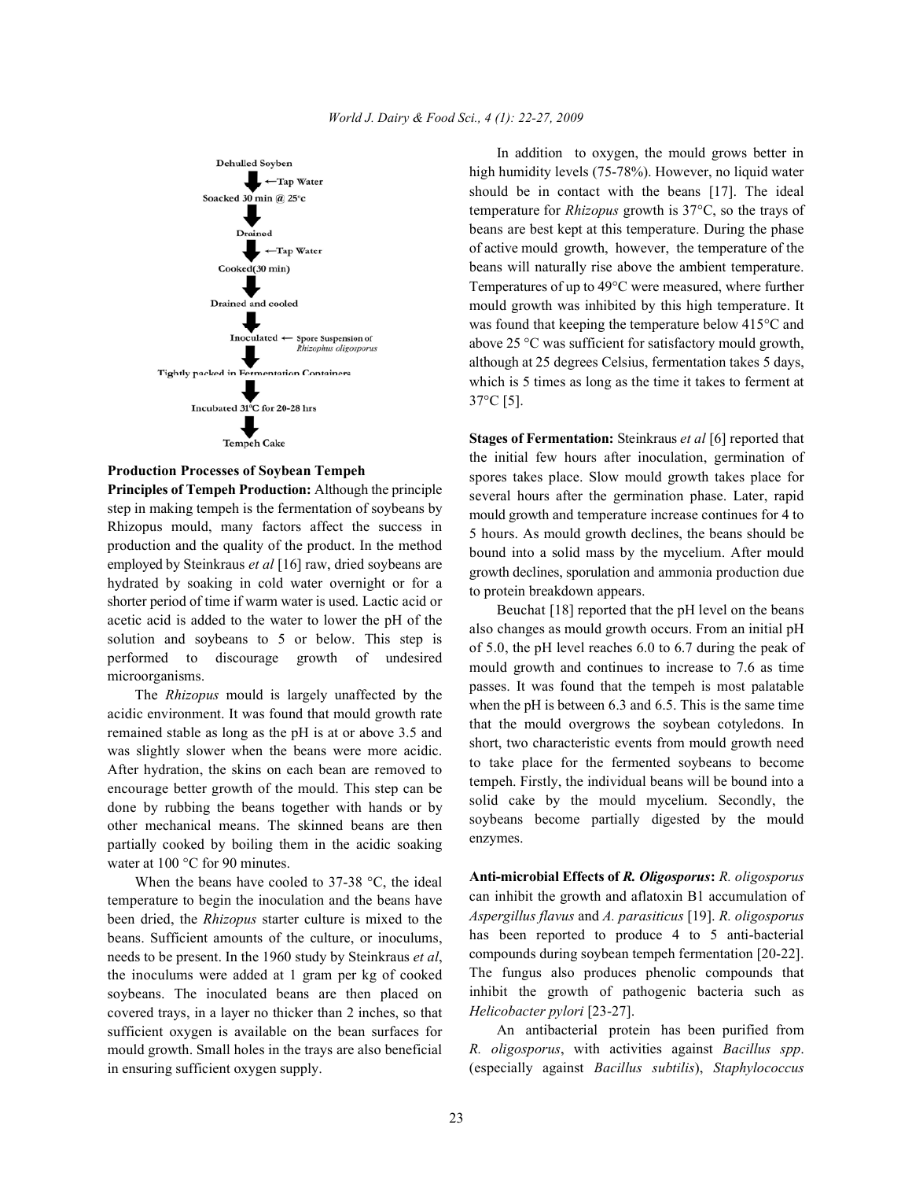Dehulled Soyben

↓ ←Tap Water

Soaked 30 min @ 25°c

↓

Drained

↓ ←Tap Water

Cooked(30 min)

↓

Drained and cooled

↓

Inoculated ← Spore Suspension of *Rhizophus oligosporus*

↓

Tightly packed in Fermentation Containers

↓

Incubated 31°C for 20-28 hrs

↓

Tempeh Cake

**Production Processes of Soybean Tempeh**

**Principles of Tempeh Production:** Although the principle step in making tempeh is the fermentation of soybeans by Rhizopus mould, many factors affect the success in production and the quality of the product. In the method employed by Steinkraus *et al* [16] raw, dried soybeans are hydrated by soaking in cold water overnight or for a shorter period of time if warm water is used. Lactic acid or acetic acid is added to the water to lower the pH of the solution and soybeans to 5 or below. This step is performed to discourage growth of undesired microorganisms.

The *Rhizopus* mould is largely unaffected by the acidic environment. It was found that mould growth rate remained stable as long as the pH is at or above 3.5 and was slightly slower when the beans were more acidic. After hydration, the skins on each bean are removed to encourage better growth of the mould. This step can be done by rubbing the beans together with hands or by other mechanical means. The skinned beans are then partially cooked by boiling them in the acidic soaking water at 100 °C for 90 minutes.

When the beans have cooled to 37-38 °C, the ideal temperature to begin the inoculation and the beans have been dried, the *Rhizopus* starter culture is mixed to the beans. Sufficient amounts of the culture, or inoculums, needs to be present. In the 1960 study by Steinkraus *et al*, the inoculums were added at 1 gram per kg of cooked soybeans. The inoculated beans are then placed on covered trays, in a layer no thicker than 2 inches, so that sufficient oxygen is available on the bean surfaces for mould growth. Small holes in the trays are also beneficial in ensuring sufficient oxygen supply.

In addition to oxygen, the mould grows better in high humidity levels (75-78%). However, no liquid water should be in contact with the beans [17]. The ideal temperature for *Rhizopus* growth is 37°C, so the trays of beans are best kept at this temperature. During the phase of active mould growth, however, the temperature of the beans will naturally rise above the ambient temperature. Temperatures of up to 49°C were measured, where further mould growth was inhibited by this high temperature. It was found that keeping the temperature below 415°C and above 25 °C was sufficient for satisfactory mould growth, although at 25 degrees Celsius, fermentation takes 5 days, which is 5 times as long as the time it takes to ferment at 37°C [5].

**Stages of Fermentation:** Steinkraus *et al* [6] reported that the initial few hours after inoculation, germination of spores takes place. Slow mould growth takes place for several hours after the germination phase. Later, rapid mould growth and temperature increase continues for 4 to 5 hours. As mould growth declines, the beans should be bound into a solid mass by the mycelium. After mould growth declines, sporulation and ammonia production due to protein breakdown appears.

Beuchat [18] reported that the pH level on the beans also changes as mould growth occurs. From an initial pH of 5.0, the pH level reaches 6.0 to 6.7 during the peak of mould growth and continues to increase to 7.6 as time passes. It was found that the tempeh is most palatable when the pH is between 6.3 and 6.5. This is the same time that the mould overgrows the soybean cotyledons. In short, two characteristic events from mould growth need to take place for the fermented soybeans to become tempeh. Firstly, the individual beans will be bound into a solid cake by the mould mycelium. Secondly, the soybeans become partially digested by the mould enzymes.

**Anti-microbial Effects of *R. Oligosporus*:** *R. oligosporus* can inhibit the growth and aflatoxin B1 accumulation of *Aspergillus flavus* and *A. parasiticus* [19]. *R. oligosporus* has been reported to produce 4 to 5 anti-bacterial compounds during soybean tempeh fermentation [20-22]. The fungus also produces phenolic compounds that inhibit the growth of pathogenic bacteria such as *Helicobacter pylori* [23-27].

An antibacterial protein has been purified from *R. oligosporus*, with activities against *Bacillus spp*. (especially against *Bacillus subtilis*), *Staphylococcus*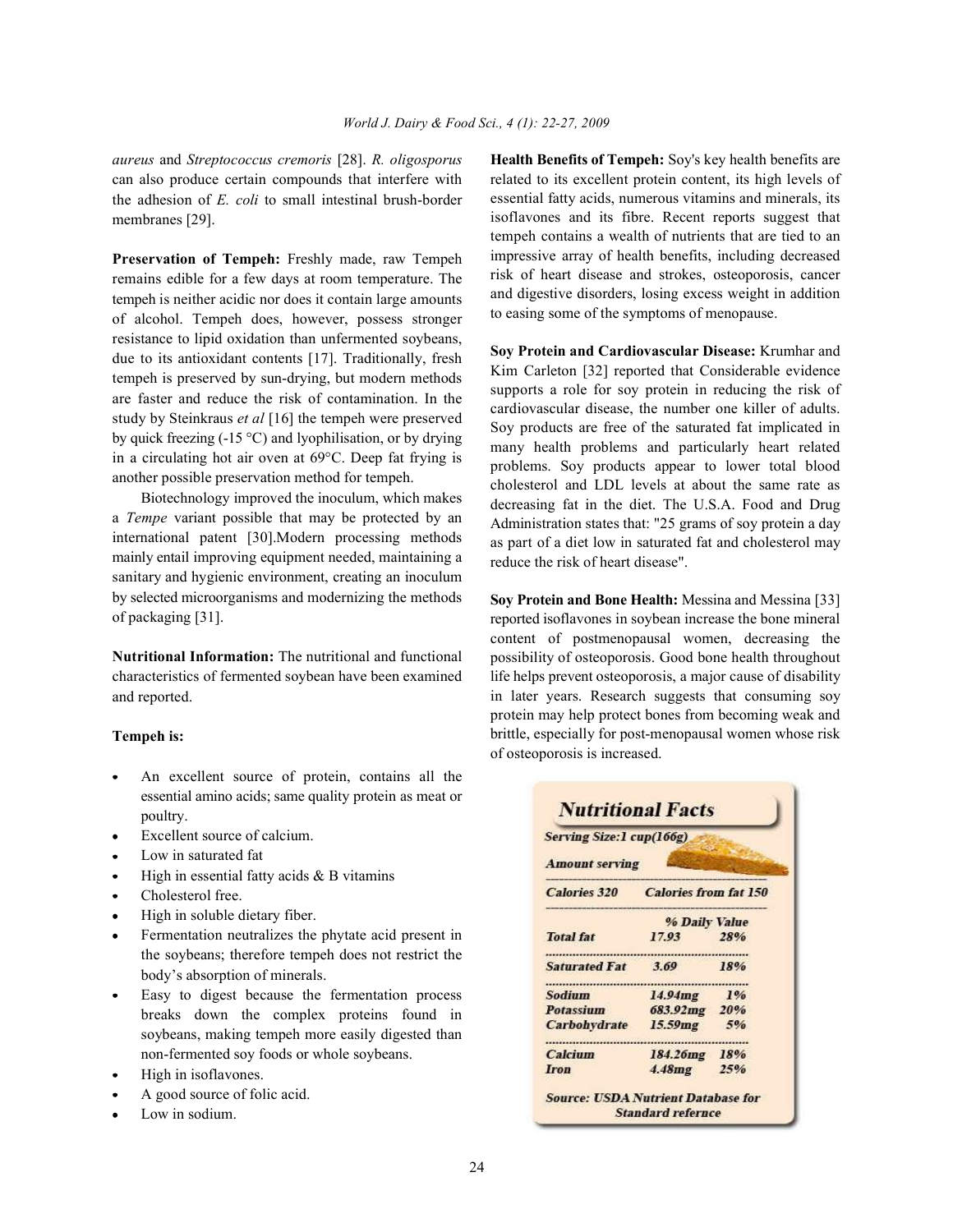*aureus* and *Streptococcus cremoris* [28]. *R. oligosporus* can also produce certain compounds that interfere with the adhesion of *E. coli* to small intestinal brush-border membranes [29].

**Preservation of Tempeh:** Freshly made, raw Tempeh remains edible for a few days at room temperature. The tempeh is neither acidic nor does it contain large amounts of alcohol. Tempeh does, however, possess stronger resistance to lipid oxidation than unfermented soybeans, due to its antioxidant contents [17]. Traditionally, fresh tempeh is preserved by sun-drying, but modern methods are faster and reduce the risk of contamination. In the study by Steinkraus *et al* [16] the tempeh were preserved by quick freezing (-15 °C) and lyophilisation, or by drying in a circulating hot air oven at 69°C. Deep fat frying is another possible preservation method for tempeh.

Biotechnology improved the inoculum, which makes a *Tempe* variant possible that may be protected by an international patent [30].Modern processing methods mainly entail improving equipment needed, maintaining a sanitary and hygienic environment, creating an inoculum by selected microorganisms and modernizing the methods of packaging [31].

**Nutritional Information:** The nutritional and functional characteristics of fermented soybean have been examined and reported.

**Tempeh is:**

- An excellent source of protein, contains all the essential amino acids; same quality protein as meat or poultry.
- Excellent source of calcium.
- Low in saturated fat
- High in essential fatty acids & B vitamins
- Cholesterol free.
- High in soluble dietary fiber.
- Fermentation neutralizes the phytate acid present in the soybeans; therefore tempeh does not restrict the body's absorption of minerals.
- Easy to digest because the fermentation process breaks down the complex proteins found in soybeans, making tempeh more easily digested than non-fermented soy foods or whole soybeans.
- High in isoflavones.
- A good source of folic acid.
- Low in sodium.

**Health Benefits of Tempeh:** Soy's key health benefits are related to its excellent protein content, its high levels of essential fatty acids, numerous vitamins and minerals, its isoflavones and its fibre. Recent reports suggest that tempeh contains a wealth of nutrients that are tied to an impressive array of health benefits, including decreased risk of heart disease and strokes, osteoporosis, cancer and digestive disorders, losing excess weight in addition to easing some of the symptoms of menopause.

**Soy Protein and Cardiovascular Disease:** Krumhar and Kim Carleton [32] reported that Considerable evidence supports a role for soy protein in reducing the risk of cardiovascular disease, the number one killer of adults. Soy products are free of the saturated fat implicated in many health problems and particularly heart related problems. Soy products appear to lower total blood cholesterol and LDL levels at about the same rate as decreasing fat in the diet. The U.S.A. Food and Drug Administration states that: "25 grams of soy protein a day as part of a diet low in saturated fat and cholesterol may reduce the risk of heart disease".

**Soy Protein and Bone Health:** Messina and Messina [33] reported isoflavones in soybean increase the bone mineral content of postmenopausal women, decreasing the possibility of osteoporosis. Good bone health throughout life helps prevent osteoporosis, a major cause of disability in later years. Research suggests that consuming soy protein may help protect bones from becoming weak and brittle, especially for post-menopausal women whose risk of osteoporosis is increased.

**Nutritional Facts**

Serving Size:1 cup(166g)

Amount serving

Calories 320 — Calories from fat 150

| | | % Daily Value |
|---|---|---|
| Total fat | 17.93 | 28% |
| Saturated Fat | 3.69 | 18% |
| Sodium | 14.94mg | 1% |
| Potassium | 683.92mg | 20% |
| Carbohydrate | 15.59mg | 5% |
| Calcium | 184.26mg | 18% |
| Iron | 4.48mg | 25% |

Source: USDA Nutrient Database for Standard refernce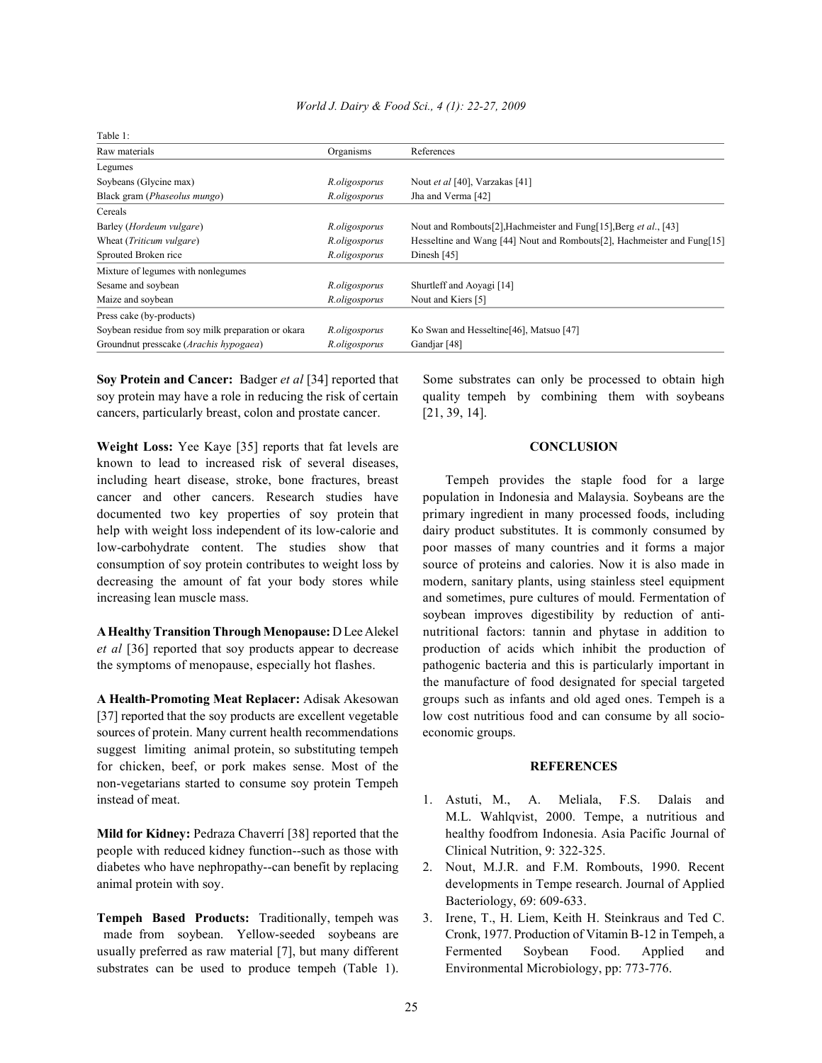Table 1:

| Raw materials | Organisms | References |
|---|---|---|
| Legumes | | |
| Soybeans (Glycine max) | *R.oligosporus* | Nout *et al* [40], Varzakas [41] |
| Black gram (*Phaseolus mungo*) | *R.oligosporus* | Jha and Verma [42] |
| Cereals | | |
| Barley (*Hordeum vulgare*) | *R.oligosporus* | Nout and Rombouts[2],Hachmeister and Fung[15],Berg *et al*., [43] |
| Wheat (*Triticum vulgare*) | *R.oligosporus* | Hesseltine and Wang [44] Nout and Rombouts[2], Hachmeister and Fung[15] |
| Sprouted Broken rice | *R.oligosporus* | Dinesh [45] |
| Mixture of legumes with nonlegumes | | |
| Sesame and soybean | *R.oligosporus* | Shurtleff and Aoyagi [14] |
| Maize and soybean | *R.oligosporus* | Nout and Kiers [5] |
| Press cake (by-products) | | |
| Soybean residue from soy milk preparation or okara | *R.oligosporus* | Ko Swan and Hesseltine[46], Matsuo [47] |
| Groundnut presscake (*Arachis hypogaea*) | *R.oligosporus* | Gandjar [48] |

**Soy Protein and Cancer:** Badger *et al* [34] reported that soy protein may have a role in reducing the risk of certain cancers, particularly breast, colon and prostate cancer.

**Weight Loss:** Yee Kaye [35] reports that fat levels are known to lead to increased risk of several diseases, including heart disease, stroke, bone fractures, breast cancer and other cancers. Research studies have documented two key properties of soy protein that help with weight loss independent of its low-calorie and low-carbohydrate content. The studies show that consumption of soy protein contributes to weight loss by decreasing the amount of fat your body stores while increasing lean muscle mass.

**A Healthy Transition Through Menopause:** D Lee Alekel *et al* [36] reported that soy products appear to decrease the symptoms of menopause, especially hot flashes.

**A Health-Promoting Meat Replacer:** Adisak Akesowan [37] reported that the soy products are excellent vegetable sources of protein. Many current health recommendations suggest limiting animal protein, so substituting tempeh for chicken, beef, or pork makes sense. Most of the non-vegetarians started to consume soy protein Tempeh instead of meat.

**Mild for Kidney:** Pedraza Chaverrí [38] reported that the people with reduced kidney function--such as those with diabetes who have nephropathy--can benefit by replacing animal protein with soy.

**Tempeh Based Products:** Traditionally, tempeh was made from soybean. Yellow-seeded soybeans are usually preferred as raw material [7], but many different substrates can be used to produce tempeh (Table 1). Some substrates can only be processed to obtain high quality tempeh by combining them with soybeans [21, 39, 14].

## CONCLUSION

Tempeh provides the staple food for a large population in Indonesia and Malaysia. Soybeans are the primary ingredient in many processed foods, including dairy product substitutes. It is commonly consumed by poor masses of many countries and it forms a major source of proteins and calories. Now it is also made in modern, sanitary plants, using stainless steel equipment and sometimes, pure cultures of mould. Fermentation of soybean improves digestibility by reduction of anti-nutritional factors: tannin and phytase in addition to production of acids which inhibit the production of pathogenic bacteria and this is particularly important in the manufacture of food designated for special targeted groups such as infants and old aged ones. Tempeh is a low cost nutritious food and can consume by all socio-economic groups.

## REFERENCES

1. Astuti, M., A. Meliala, F.S. Dalais and M.L. Wahlqvist, 2000. Tempe, a nutritious and healthy foodfrom Indonesia. Asia Pacific Journal of Clinical Nutrition, 9: 322-325.
2. Nout, M.J.R. and F.M. Rombouts, 1990. Recent developments in Tempe research. Journal of Applied Bacteriology, 69: 609-633.
3. Irene, T., H. Liem, Keith H. Steinkraus and Ted C. Cronk, 1977. Production of Vitamin B-12 in Tempeh, a Fermented Soybean Food. Applied and Environmental Microbiology, pp: 773-776.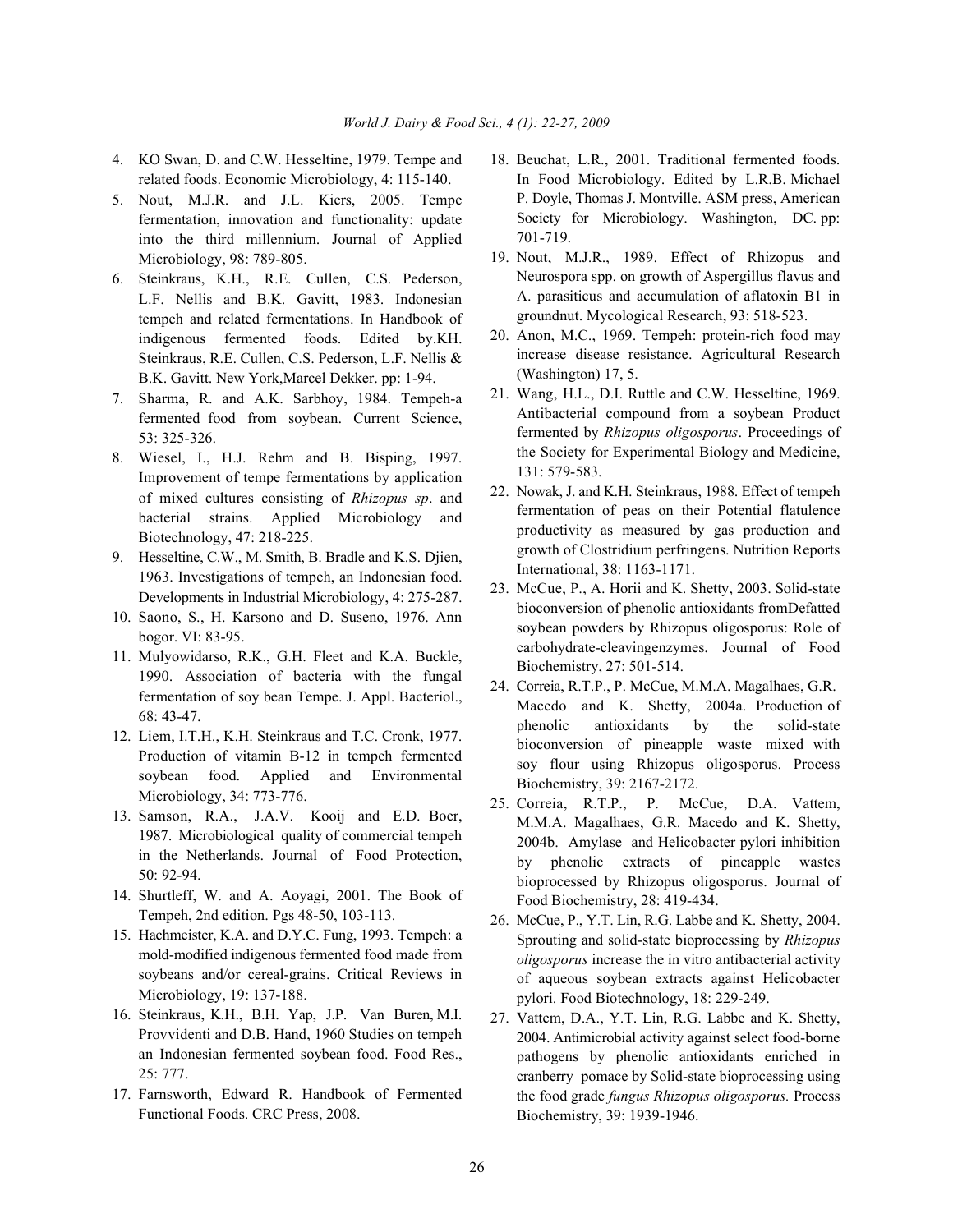4. KO Swan, D. and C.W. Hesseltine, 1979. Tempe and related foods. Economic Microbiology, 4: 115-140.
5. Nout, M.J.R. and J.L. Kiers, 2005. Tempe fermentation, innovation and functionality: update into the third millennium. Journal of Applied Microbiology, 98: 789-805.
6. Steinkraus, K.H., R.E. Cullen, C.S. Pederson, L.F. Nellis and B.K. Gavitt, 1983. Indonesian tempeh and related fermentations. In Handbook of indigenous fermented foods. Edited by.KH. Steinkraus, R.E. Cullen, C.S. Pederson, L.F. Nellis & B.K. Gavitt. New York,Marcel Dekker. pp: 1-94.
7. Sharma, R. and A.K. Sarbhoy, 1984. Tempeh-a fermented food from soybean. Current Science, 53: 325-326.
8. Wiesel, I., H.J. Rehm and B. Bisping, 1997. Improvement of tempe fermentations by application of mixed cultures consisting of *Rhizopus sp*. and bacterial strains. Applied Microbiology and Biotechnology, 47: 218-225.
9. Hesseltine, C.W., M. Smith, B. Bradle and K.S. Djien, 1963. Investigations of tempeh, an Indonesian food. Developments in Industrial Microbiology, 4: 275-287.
10. Saono, S., H. Karsono and D. Suseno, 1976. Ann bogor. VI: 83-95.
11. Mulyowidarso, R.K., G.H. Fleet and K.A. Buckle, 1990. Association of bacteria with the fungal fermentation of soy bean Tempe. J. Appl. Bacteriol., 68: 43-47.
12. Liem, I.T.H., K.H. Steinkraus and T.C. Cronk, 1977. Production of vitamin B-12 in tempeh fermented soybean food. Applied and Environmental Microbiology, 34: 773-776.
13. Samson, R.A., J.A.V. Kooij and E.D. Boer, 1987. Microbiological quality of commercial tempeh in the Netherlands. Journal of Food Protection, 50: 92-94.
14. Shurtleff, W. and A. Aoyagi, 2001. The Book of Tempeh, 2nd edition. Pgs 48-50, 103-113.
15. Hachmeister, K.A. and D.Y.C. Fung, 1993. Tempeh: a mold-modified indigenous fermented food made from soybeans and/or cereal-grains. Critical Reviews in Microbiology, 19: 137-188.
16. Steinkraus, K.H., B.H. Yap, J.P. Van Buren, M.I. Provvidenti and D.B. Hand, 1960 Studies on tempeh an Indonesian fermented soybean food. Food Res., 25: 777.
17. Farnsworth, Edward R. Handbook of Fermented Functional Foods. CRC Press, 2008.
18. Beuchat, L.R., 2001. Traditional fermented foods. In Food Microbiology. Edited by L.R.B. Michael P. Doyle, Thomas J. Montville. ASM press, American Society for Microbiology. Washington, DC. pp: 701-719.
19. Nout, M.J.R., 1989. Effect of Rhizopus and Neurospora spp. on growth of Aspergillus flavus and A. parasiticus and accumulation of aflatoxin B1 in groundnut. Mycological Research, 93: 518-523.
20. Anon, M.C., 1969. Tempeh: protein-rich food may increase disease resistance. Agricultural Research (Washington) 17, 5.
21. Wang, H.L., D.I. Ruttle and C.W. Hesseltine, 1969. Antibacterial compound from a soybean Product fermented by *Rhizopus oligosporus*. Proceedings of the Society for Experimental Biology and Medicine, 131: 579-583.
22. Nowak, J. and K.H. Steinkraus, 1988. Effect of tempeh fermentation of peas on their Potential flatulence productivity as measured by gas production and growth of Clostridium perfringens. Nutrition Reports International, 38: 1163-1171.
23. McCue, P., A. Horii and K. Shetty, 2003. Solid-state bioconversion of phenolic antioxidants fromDefatted soybean powders by Rhizopus oligosporus: Role of carbohydrate-cleavingenzymes. Journal of Food Biochemistry, 27: 501-514.
24. Correia, R.T.P., P. McCue, M.M.A. Magalhaes, G.R. Macedo and K. Shetty, 2004a. Production of phenolic antioxidants by the solid-state bioconversion of pineapple waste mixed with soy flour using Rhizopus oligosporus. Process Biochemistry, 39: 2167-2172.
25. Correia, R.T.P., P. McCue, D.A. Vattem, M.M.A. Magalhaes, G.R. Macedo and K. Shetty, 2004b. Amylase and Helicobacter pylori inhibition by phenolic extracts of pineapple wastes bioprocessed by Rhizopus oligosporus. Journal of Food Biochemistry, 28: 419-434.
26. McCue, P., Y.T. Lin, R.G. Labbe and K. Shetty, 2004. Sprouting and solid-state bioprocessing by *Rhizopus oligosporus* increase the in vitro antibacterial activity of aqueous soybean extracts against Helicobacter pylori. Food Biotechnology, 18: 229-249.
27. Vattem, D.A., Y.T. Lin, R.G. Labbe and K. Shetty, 2004. Antimicrobial activity against select food-borne pathogens by phenolic antioxidants enriched in cranberry pomace by Solid-state bioprocessing using the food grade *fungus Rhizopus oligosporus.* Process Biochemistry, 39: 1939-1946.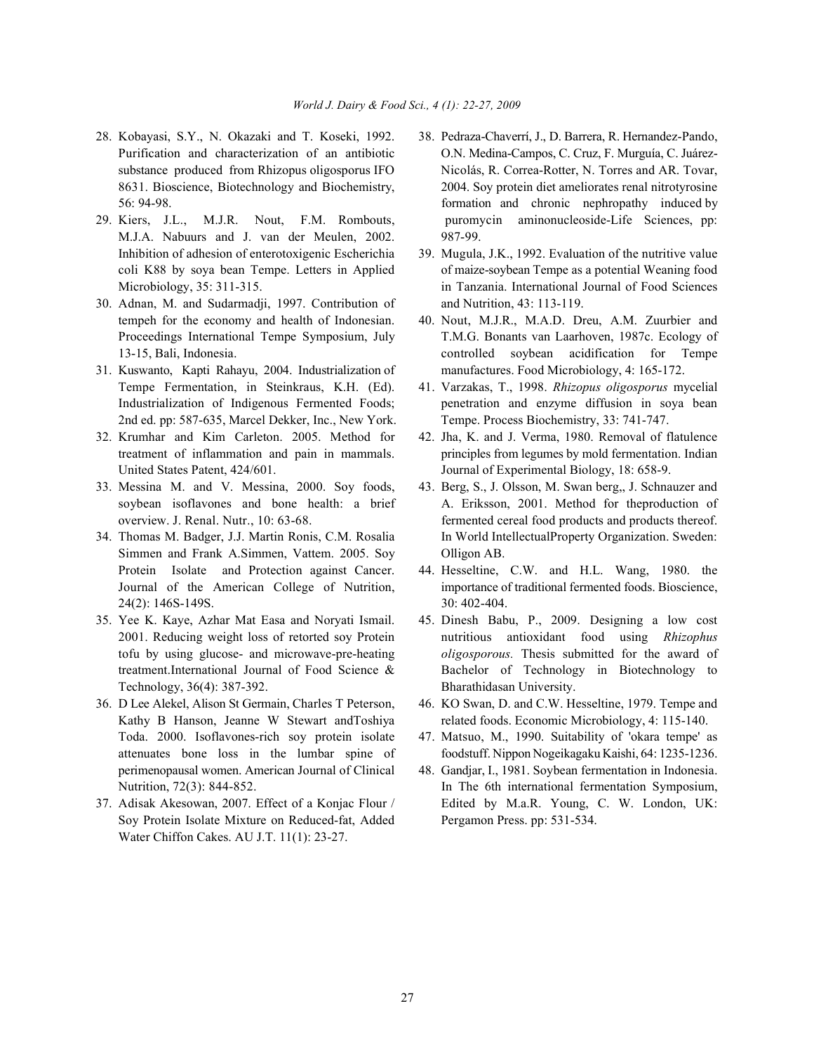28. Kobayasi, S.Y., N. Okazaki and T. Koseki, 1992. Purification and characterization of an antibiotic substance produced from Rhizopus oligosporus IFO 8631. Bioscience, Biotechnology and Biochemistry, 56: 94-98.
29. Kiers, J.L., M.J.R. Nout, F.M. Rombouts, M.J.A. Nabuurs and J. van der Meulen, 2002. Inhibition of adhesion of enterotoxigenic Escherichia coli K88 by soya bean Tempe. Letters in Applied Microbiology, 35: 311-315.
30. Adnan, M. and Sudarmadji, 1997. Contribution of tempeh for the economy and health of Indonesian. Proceedings International Tempe Symposium, July 13-15, Bali, Indonesia.
31. Kuswanto, Kapti Rahayu, 2004. Industrialization of Tempe Fermentation, in Steinkraus, K.H. (Ed). Industrialization of Indigenous Fermented Foods; 2nd ed. pp: 587-635, Marcel Dekker, Inc., New York.
32. Krumhar and Kim Carleton. 2005. Method for treatment of inflammation and pain in mammals. United States Patent, 424/601.
33. Messina M. and V. Messina, 2000. Soy foods, soybean isoflavones and bone health: a brief overview. J. Renal. Nutr., 10: 63-68.
34. Thomas M. Badger, J.J. Martin Ronis, C.M. Rosalia Simmen and Frank A.Simmen, Vattem. 2005. Soy Protein Isolate and Protection against Cancer. Journal of the American College of Nutrition, 24(2): 146S-149S.
35. Yee K. Kaye, Azhar Mat Easa and Noryati Ismail. 2001. Reducing weight loss of retorted soy Protein tofu by using glucose- and microwave-pre-heating treatment.International Journal of Food Science & Technology, 36(4): 387-392.
36. D Lee Alekel, Alison St Germain, Charles T Peterson, Kathy B Hanson, Jeanne W Stewart andToshiya Toda. 2000. Isoflavones-rich soy protein isolate attenuates bone loss in the lumbar spine of perimenopausal women. American Journal of Clinical Nutrition, 72(3): 844-852.
37. Adisak Akesowan, 2007. Effect of a Konjac Flour / Soy Protein Isolate Mixture on Reduced-fat, Added Water Chiffon Cakes. AU J.T. 11(1): 23-27.
38. Pedraza-Chaverrí, J., D. Barrera, R. Hernandez-Pando, O.N. Medina-Campos, C. Cruz, F. Murguía, C. Juárez-Nicolás, R. Correa-Rotter, N. Torres and AR. Tovar, 2004. Soy protein diet ameliorates renal nitrotyrosine formation and chronic nephropathy induced by puromycin aminonucleoside-Life Sciences, pp: 987-99.
39. Mugula, J.K., 1992. Evaluation of the nutritive value of maize-soybean Tempe as a potential Weaning food in Tanzania. International Journal of Food Sciences and Nutrition, 43: 113-119.
40. Nout, M.J.R., M.A.D. Dreu, A.M. Zuurbier and T.M.G. Bonants van Laarhoven, 1987c. Ecology of controlled soybean acidification for Tempe manufactures. Food Microbiology, 4: 165-172.
41. Varzakas, T., 1998. *Rhizopus oligosporus* mycelial penetration and enzyme diffusion in soya bean Tempe. Process Biochemistry, 33: 741-747.
42. Jha, K. and J. Verma, 1980. Removal of flatulence principles from legumes by mold fermentation. Indian Journal of Experimental Biology, 18: 658-9.
43. Berg, S., J. Olsson, M. Swan berg,, J. Schnauzer and A. Eriksson, 2001. Method for theproduction of fermented cereal food products and products thereof. In World IntellectualProperty Organization. Sweden: Olligon AB.
44. Hesseltine, C.W. and H.L. Wang, 1980. the importance of traditional fermented foods. Bioscience, 30: 402-404.
45. Dinesh Babu, P., 2009. Designing a low cost nutritious antioxidant food using *Rhizophus oligosporous.* Thesis submitted for the award of Bachelor of Technology in Biotechnology to Bharathidasan University.
46. KO Swan, D. and C.W. Hesseltine, 1979. Tempe and related foods. Economic Microbiology, 4: 115-140.
47. Matsuo, M., 1990. Suitability of 'okara tempe' as foodstuff. Nippon Nogeikagaku Kaishi, 64: 1235-1236.
48. Gandjar, I., 1981. Soybean fermentation in Indonesia. In The 6th international fermentation Symposium, Edited by M.a.R. Young, C. W. London, UK: Pergamon Press. pp: 531-534.